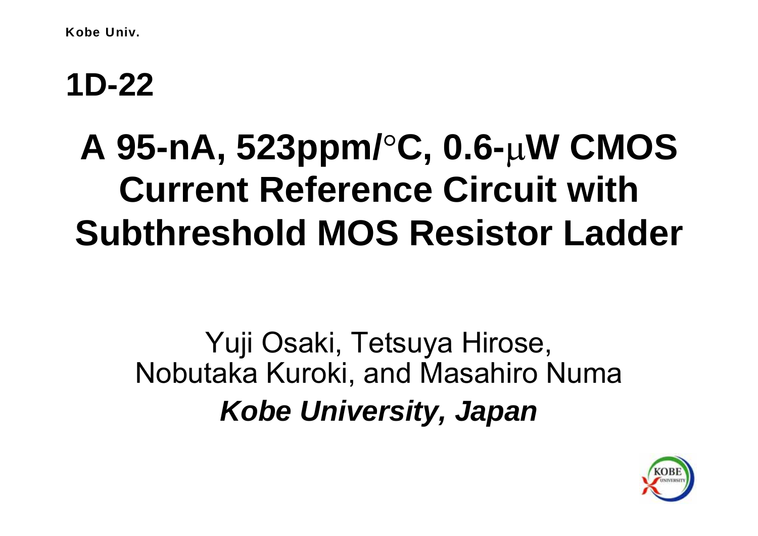**1D-22**

# A 95-nA, 523ppm/°C, 0.6-μW CMOS Current Reference Circuit with Subthreshold MOS Resistor Ladder

Yuji Osaki, Tetsuya Hirose, Nobutaka Kuroki, and Masahiro Numa

***Kobe University, Japan***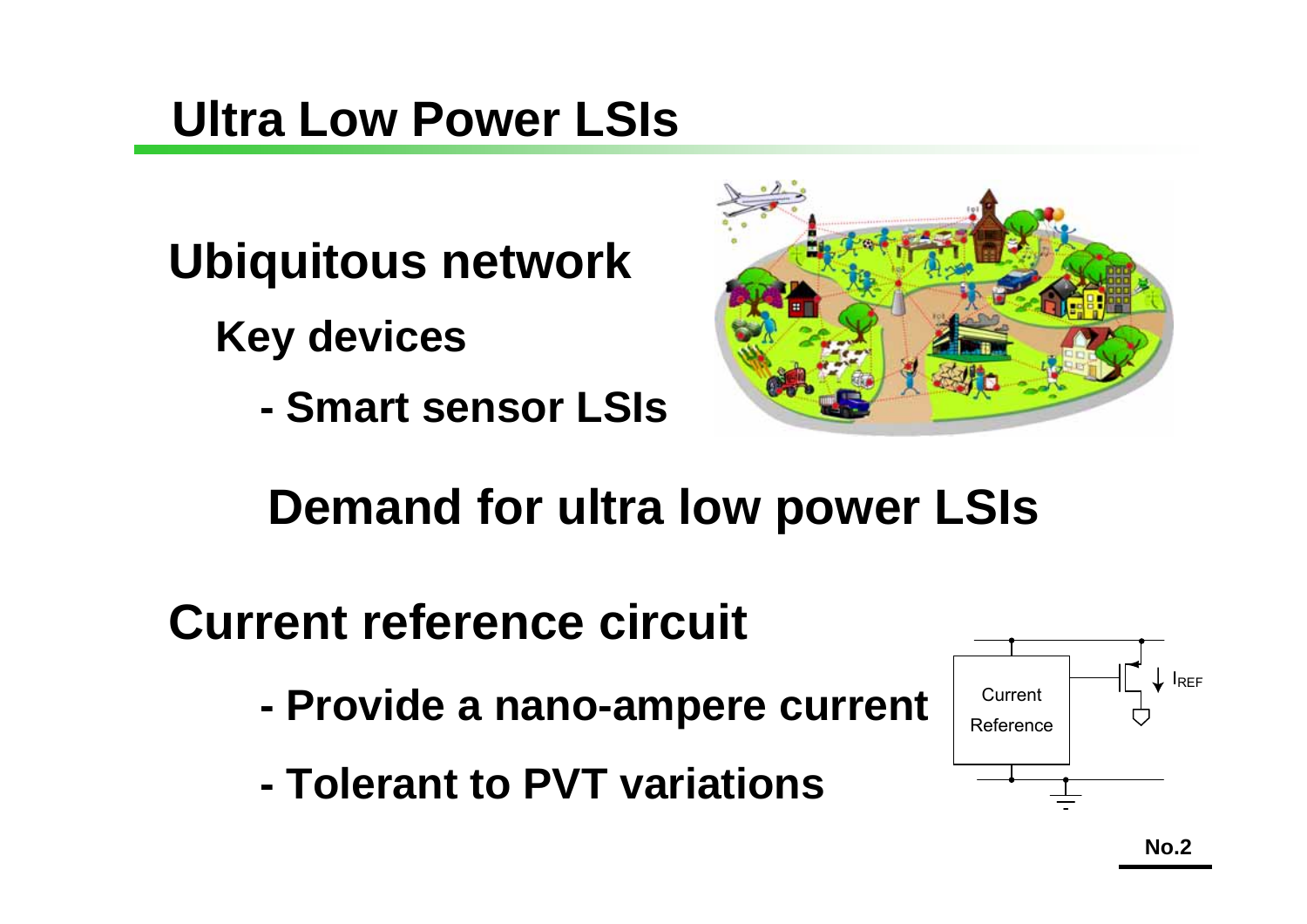# Ultra Low Power LSIs

**Ubiquitous network**

**Key devices**

- **Smart sensor LSIs**

**Demand for ultra low power LSIs**

**Current reference circuit**

- **Provide a nano-ampere current**
- **Tolerant to PVT variations**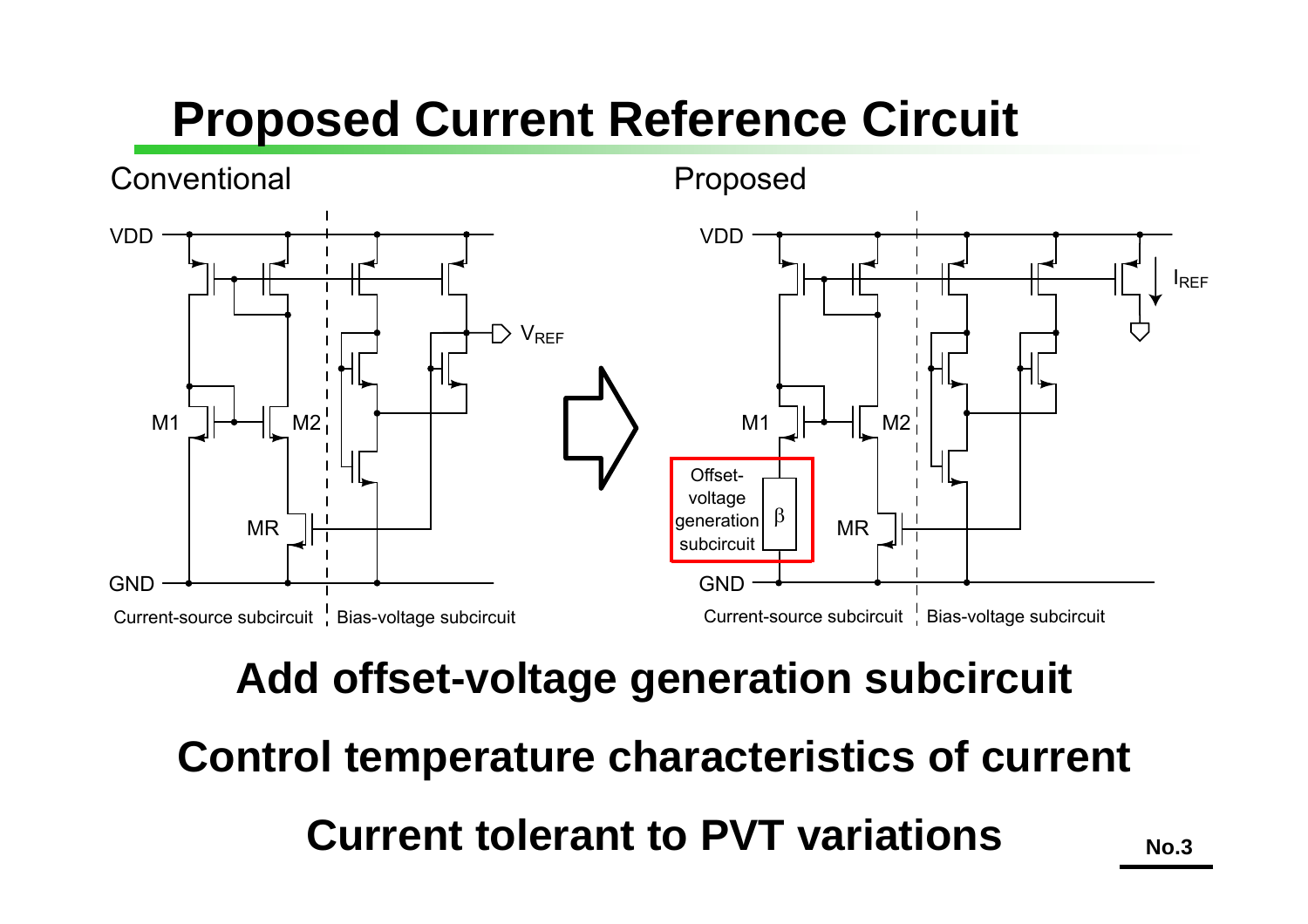# Proposed Current Reference Circuit

Conventional

Proposed

VDD

GND

M1

M2

MR

$V_{REF}$

$I_{REF}$

Offset-voltage generation subcircuit

$\beta$

Current-source subcircuit

Bias-voltage subcircuit

**Add offset-voltage generation subcircuit**

**Control temperature characteristics of current**

**Current tolerant to PVT variations**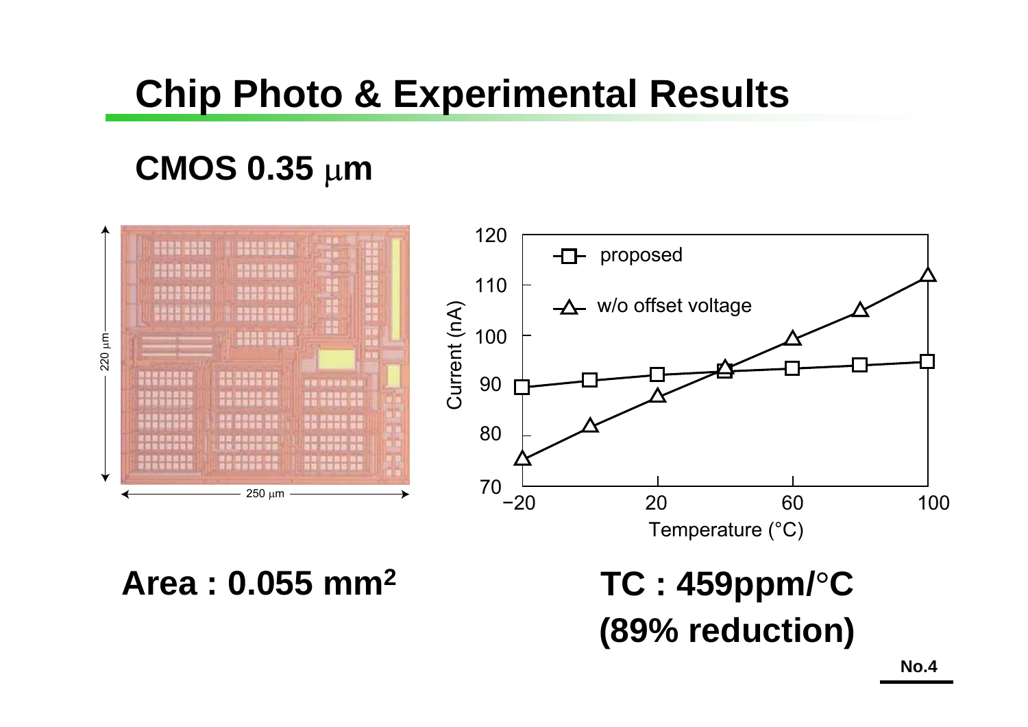# Chip Photo & Experimental Results

## CMOS 0.35 μm

**Area : 0.055 mm²**

**TC : 459ppm/°C (89% reduction)**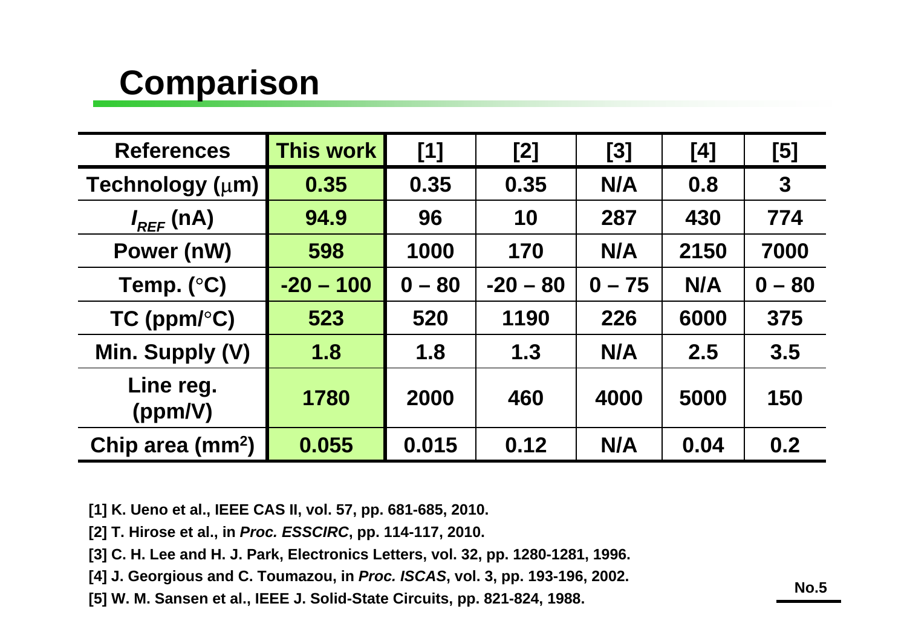# Comparison

| References | This work | [1] | [2] | [3] | [4] | [5] |
|---|---|---|---|---|---|---|
| Technology (μm) | 0.35 | 0.35 | 0.35 | N/A | 0.8 | 3 |
| $I_{REF}$ (nA) | 94.9 | 96 | 10 | 287 | 430 | 774 |
| Power (nW) | 598 | 1000 | 170 | N/A | 2150 | 7000 |
| Temp. (°C) | -20 – 100 | 0 – 80 | -20 – 80 | 0 – 75 | N/A | 0 – 80 |
| TC (ppm/°C) | 523 | 520 | 1190 | 226 | 6000 | 375 |
| Min. Supply (V) | 1.8 | 1.8 | 1.3 | N/A | 2.5 | 3.5 |
| Line reg. (ppm/V) | 1780 | 2000 | 460 | 4000 | 5000 | 150 |
| Chip area ($mm^2$) | 0.055 | 0.015 | 0.12 | N/A | 0.04 | 0.2 |

[1] K. Ueno et al., IEEE CAS II, vol. 57, pp. 681-685, 2010.

[2] T. Hirose et al., in *Proc. ESSCIRC*, pp. 114-117, 2010.

[3] C. H. Lee and H. J. Park, Electronics Letters, vol. 32, pp. 1280-1281, 1996.

[4] J. Georgious and C. Toumazou, in *Proc. ISCAS*, vol. 3, pp. 193-196, 2002.

[5] W. M. Sansen et al., IEEE J. Solid-State Circuits, pp. 821-824, 1988.